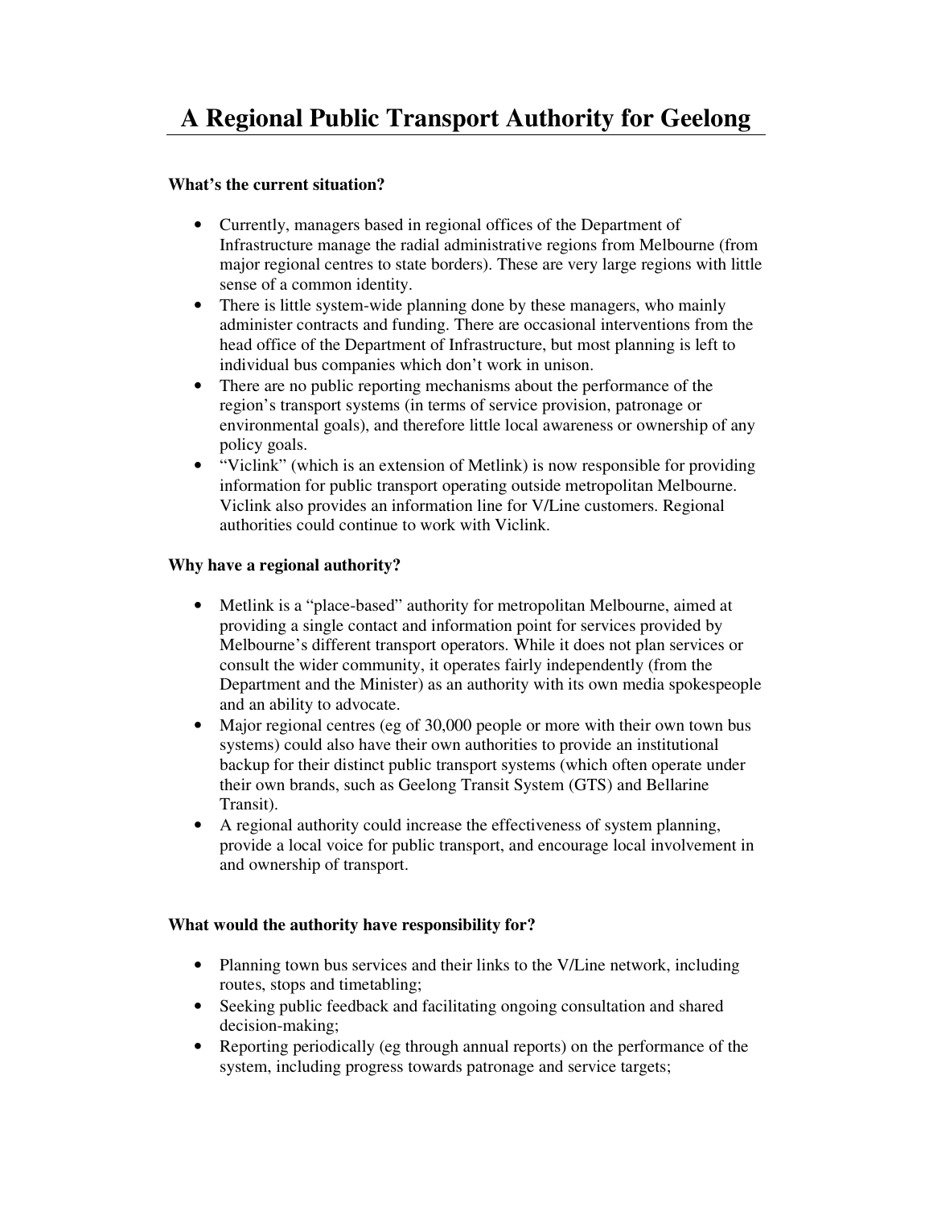# A Regional Public Transport Authority for Geelong

**What's the current situation?**

- Currently, managers based in regional offices of the Department of Infrastructure manage the radial administrative regions from Melbourne (from major regional centres to state borders). These are very large regions with little sense of a common identity.
- There is little system-wide planning done by these managers, who mainly administer contracts and funding. There are occasional interventions from the head office of the Department of Infrastructure, but most planning is left to individual bus companies which don't work in unison.
- There are no public reporting mechanisms about the performance of the region's transport systems (in terms of service provision, patronage or environmental goals), and therefore little local awareness or ownership of any policy goals.
- "Viclink" (which is an extension of Metlink) is now responsible for providing information for public transport operating outside metropolitan Melbourne. Viclink also provides an information line for V/Line customers. Regional authorities could continue to work with Viclink.

**Why have a regional authority?**

- Metlink is a "place-based" authority for metropolitan Melbourne, aimed at providing a single contact and information point for services provided by Melbourne's different transport operators. While it does not plan services or consult the wider community, it operates fairly independently (from the Department and the Minister) as an authority with its own media spokespeople and an ability to advocate.
- Major regional centres (eg of 30,000 people or more with their own town bus systems) could also have their own authorities to provide an institutional backup for their distinct public transport systems (which often operate under their own brands, such as Geelong Transit System (GTS) and Bellarine Transit).
- A regional authority could increase the effectiveness of system planning, provide a local voice for public transport, and encourage local involvement in and ownership of transport.

**What would the authority have responsibility for?**

- Planning town bus services and their links to the V/Line network, including routes, stops and timetabling;
- Seeking public feedback and facilitating ongoing consultation and shared decision-making;
- Reporting periodically (eg through annual reports) on the performance of the system, including progress towards patronage and service targets;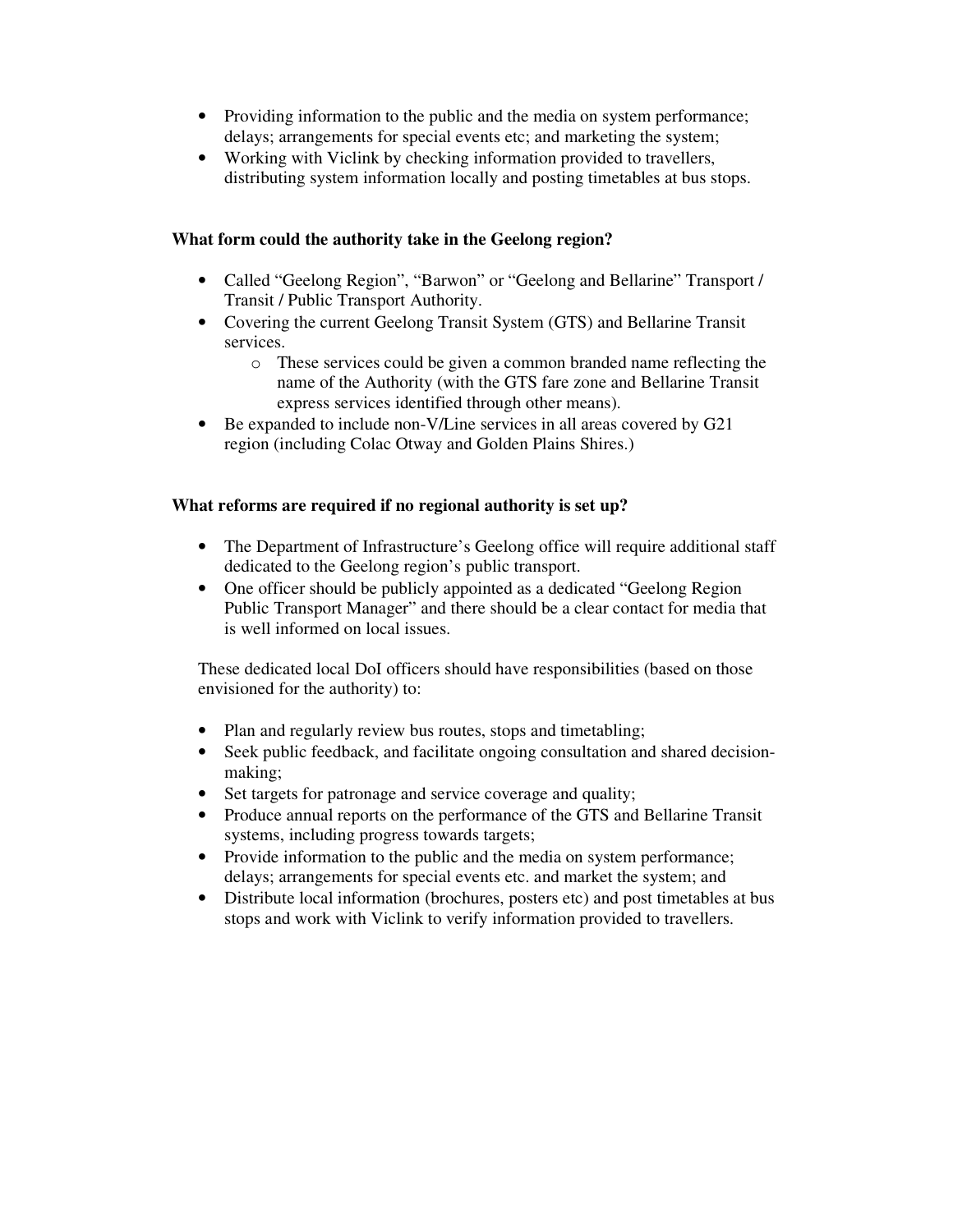- Providing information to the public and the media on system performance; delays; arrangements for special events etc; and marketing the system;
- Working with Viclink by checking information provided to travellers, distributing system information locally and posting timetables at bus stops.

**What form could the authority take in the Geelong region?**

- Called "Geelong Region", "Barwon" or "Geelong and Bellarine" Transport / Transit / Public Transport Authority.
- Covering the current Geelong Transit System (GTS) and Bellarine Transit services.
    - These services could be given a common branded name reflecting the name of the Authority (with the GTS fare zone and Bellarine Transit express services identified through other means).
- Be expanded to include non-V/Line services in all areas covered by G21 region (including Colac Otway and Golden Plains Shires.)

**What reforms are required if no regional authority is set up?**

- The Department of Infrastructure's Geelong office will require additional staff dedicated to the Geelong region's public transport.
- One officer should be publicly appointed as a dedicated "Geelong Region Public Transport Manager" and there should be a clear contact for media that is well informed on local issues.

These dedicated local DoI officers should have responsibilities (based on those envisioned for the authority) to:

- Plan and regularly review bus routes, stops and timetabling;
- Seek public feedback, and facilitate ongoing consultation and shared decision-making;
- Set targets for patronage and service coverage and quality;
- Produce annual reports on the performance of the GTS and Bellarine Transit systems, including progress towards targets;
- Provide information to the public and the media on system performance; delays; arrangements for special events etc. and market the system; and
- Distribute local information (brochures, posters etc) and post timetables at bus stops and work with Viclink to verify information provided to travellers.